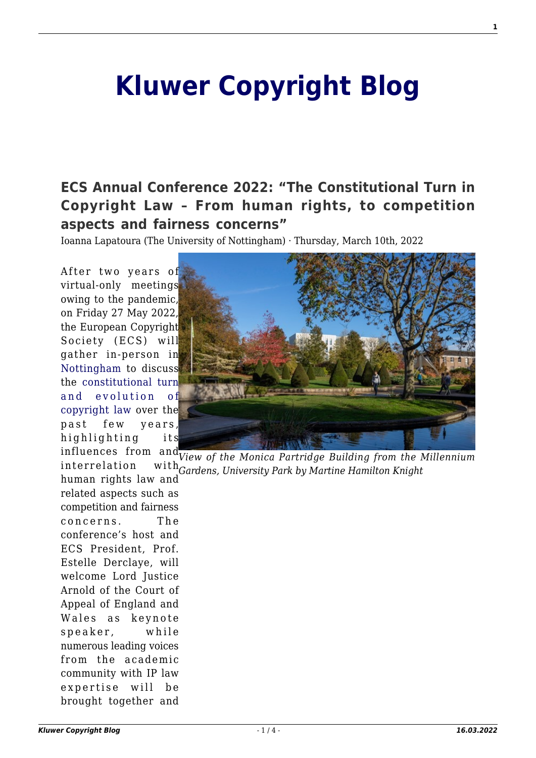# Kluwer Copyright Blog

## ECS Annual Conference 2022: "The Constitutional Turn in Copyright Law – From human rights, to competition aspects and fairness concerns"

Ioanna Lapatoura (The University of Nottingham) · Thursday, March 10th, 2022

*View of the Monica Partridge Building from the Millennium Gardens, University Park by Martine Hamilton Knight*

After two years of virtual-only meetings owing to the pandemic, on Friday 27 May 2022, the European Copyright Society (ECS) will gather in-person in Nottingham to discuss the constitutional turn and evolution of copyright law over the past few years, highlighting its influences from and interrelation with human rights law and related aspects such as competition and fairness concerns. The conference's host and ECS President, Prof. Estelle Derclaye, will welcome Lord Justice Arnold of the Court of Appeal of England and Wales as keynote speaker, while numerous leading voices from the academic community with IP law expertise will be brought together and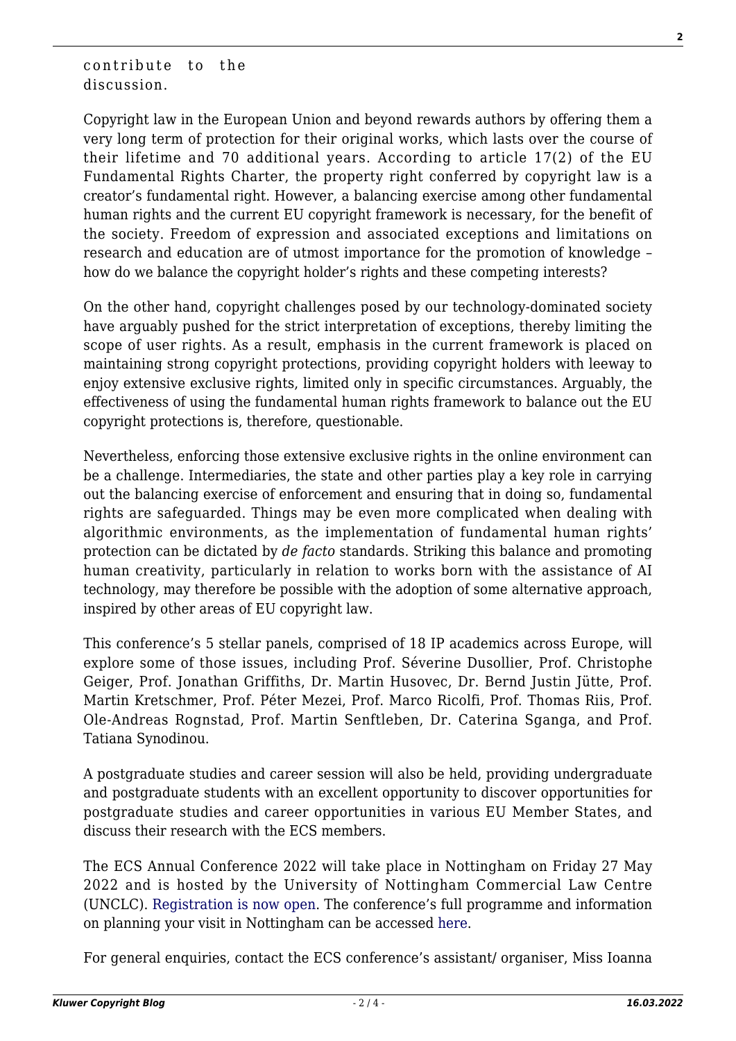contribute to the discussion.

Copyright law in the European Union and beyond rewards authors by offering them a very long term of protection for their original works, which lasts over the course of their lifetime and 70 additional years. According to article 17(2) of the EU Fundamental Rights Charter, the property right conferred by copyright law is a creator's fundamental right. However, a balancing exercise among other fundamental human rights and the current EU copyright framework is necessary, for the benefit of the society. Freedom of expression and associated exceptions and limitations on research and education are of utmost importance for the promotion of knowledge – how do we balance the copyright holder's rights and these competing interests?

On the other hand, copyright challenges posed by our technology-dominated society have arguably pushed for the strict interpretation of exceptions, thereby limiting the scope of user rights. As a result, emphasis in the current framework is placed on maintaining strong copyright protections, providing copyright holders with leeway to enjoy extensive exclusive rights, limited only in specific circumstances. Arguably, the effectiveness of using the fundamental human rights framework to balance out the EU copyright protections is, therefore, questionable.

Nevertheless, enforcing those extensive exclusive rights in the online environment can be a challenge. Intermediaries, the state and other parties play a key role in carrying out the balancing exercise of enforcement and ensuring that in doing so, fundamental rights are safeguarded. Things may be even more complicated when dealing with algorithmic environments, as the implementation of fundamental human rights' protection can be dictated by *de facto* standards. Striking this balance and promoting human creativity, particularly in relation to works born with the assistance of AI technology, may therefore be possible with the adoption of some alternative approach, inspired by other areas of EU copyright law.

This conference's 5 stellar panels, comprised of 18 IP academics across Europe, will explore some of those issues, including Prof. Séverine Dusollier, Prof. Christophe Geiger, Prof. Jonathan Griffiths, Dr. Martin Husovec, Dr. Bernd Justin Jütte, Prof. Martin Kretschmer, Prof. Péter Mezei, Prof. Marco Ricolfi, Prof. Thomas Riis, Prof. Ole-Andreas Rognstad, Prof. Martin Senftleben, Dr. Caterina Sganga, and Prof. Tatiana Synodinou.

A postgraduate studies and career session will also be held, providing undergraduate and postgraduate students with an excellent opportunity to discover opportunities for postgraduate studies and career opportunities in various EU Member States, and discuss their research with the ECS members.

The ECS Annual Conference 2022 will take place in Nottingham on Friday 27 May 2022 and is hosted by the University of Nottingham Commercial Law Centre (UNCLC). Registration is now open. The conference's full programme and information on planning your visit in Nottingham can be accessed here.

For general enquiries, contact the ECS conference's assistant/ organiser, Miss Ioanna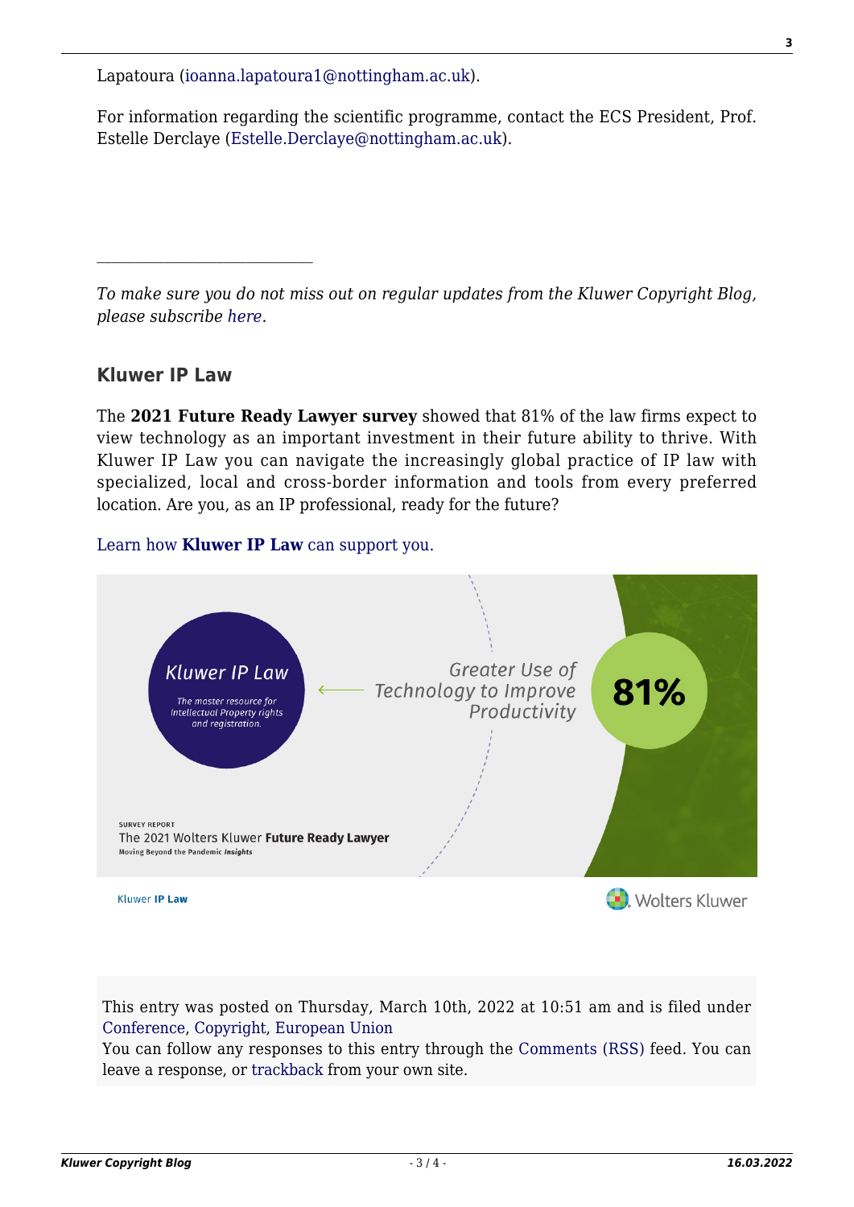Lapatoura (ioanna.lapatoura1@nottingham.ac.uk).

For information regarding the scientific programme, contact the ECS President, Prof. Estelle Derclaye (Estelle.Derclaye@nottingham.ac.uk).

---

*To make sure you do not miss out on regular updates from the Kluwer Copyright Blog, please subscribe here.*

## Kluwer IP Law

The **2021 Future Ready Lawyer survey** showed that 81% of the law firms expect to view technology as an important investment in their future ability to thrive. With Kluwer IP Law you can navigate the increasingly global practice of IP law with specialized, local and cross-border information and tools from every preferred location. Are you, as an IP professional, ready for the future?

Learn how **Kluwer IP Law** can support you.

This entry was posted on Thursday, March 10th, 2022 at 10:51 am and is filed under Conference, Copyright, European Union
You can follow any responses to this entry through the Comments (RSS) feed. You can leave a response, or trackback from your own site.